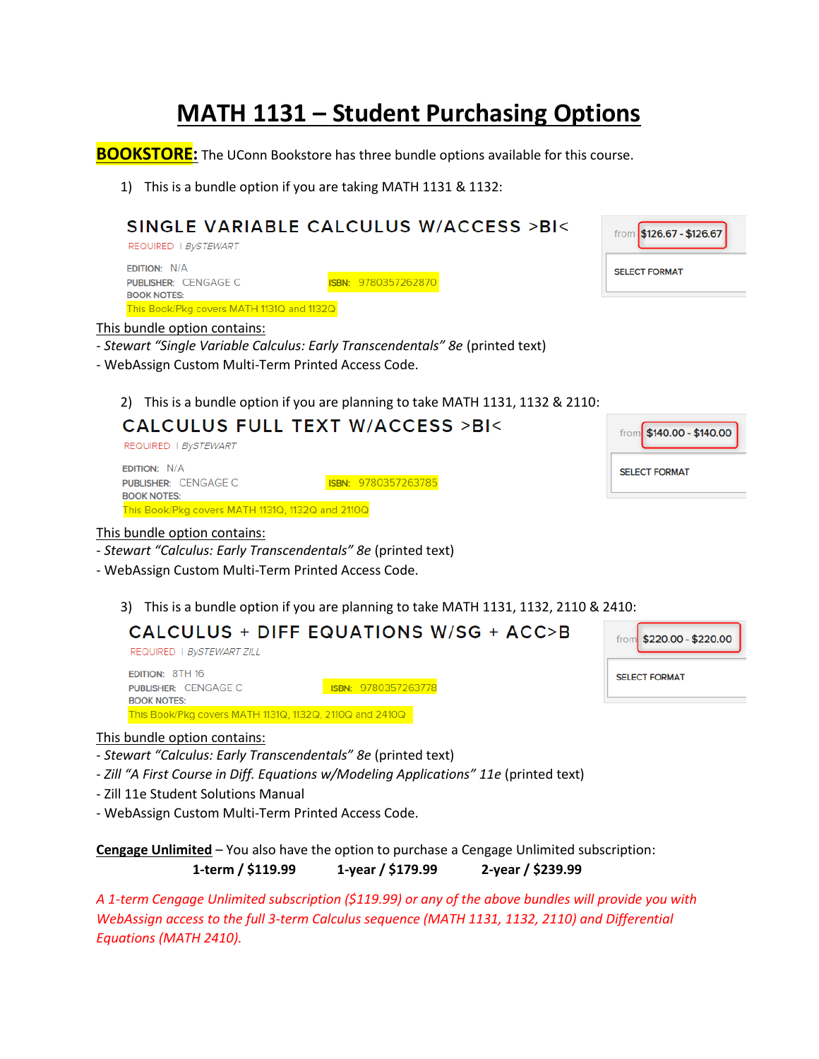# MATH 1131 – Student Purchasing Options

**BOOKSTORE:** The UConn Bookstore has three bundle options available for this course.

1) This is a bundle option if you are taking MATH 1131 & 1132:

**SINGLE VARIABLE CALCULUS W/ACCESS >BI<**

REQUIRED | By STEWART

EDITION: N/A
PUBLISHER: CENGAGE C — ISBN: 9780357262870
BOOK NOTES:
This Book/Pkg covers MATH 1131Q and 1132Q

from $126.67 - $126.67

SELECT FORMAT

This bundle option contains:
- *Stewart "Single Variable Calculus: Early Transcendentals" 8e* (printed text)
- WebAssign Custom Multi-Term Printed Access Code.

2) This is a bundle option if you are planning to take MATH 1131, 1132 & 2110:

**CALCULUS FULL TEXT W/ACCESS >BI<**

REQUIRED | By STEWART

EDITION: N/A
PUBLISHER: CENGAGE C — ISBN: 9780357263785
BOOK NOTES:
This Book/Pkg covers MATH 1131Q, 1132Q and 2110Q

from $140.00 - $140.00

SELECT FORMAT

This bundle option contains:
- *Stewart "Calculus: Early Transcendentals" 8e* (printed text)
- WebAssign Custom Multi-Term Printed Access Code.

3) This is a bundle option if you are planning to take MATH 1131, 1132, 2110 & 2410:

**CALCULUS + DIFF EQUATIONS W/SG + ACC>B**

REQUIRED | By STEWART ZILL

EDITION: 8TH 16
PUBLISHER: CENGAGE C — ISBN: 9780357263778
BOOK NOTES:
This Book/Pkg covers MATH 1131Q, 1132Q, 2110Q and 2410Q

from $220.00 - $220.00

SELECT FORMAT

This bundle option contains:
- *Stewart "Calculus: Early Transcendentals" 8e* (printed text)
- *Zill "A First Course in Diff. Equations w/Modeling Applications" 11e* (printed text)
- Zill 11e Student Solutions Manual
- WebAssign Custom Multi-Term Printed Access Code.

**Cengage Unlimited** – You also have the option to purchase a Cengage Unlimited subscription:

**1-term / $119.99 1-year / $179.99 2-year / $239.99**

*A 1-term Cengage Unlimited subscription ($119.99) or any of the above bundles will provide you with WebAssign access to the full 3-term Calculus sequence (MATH 1131, 1132, 2110) and Differential Equations (MATH 2410).*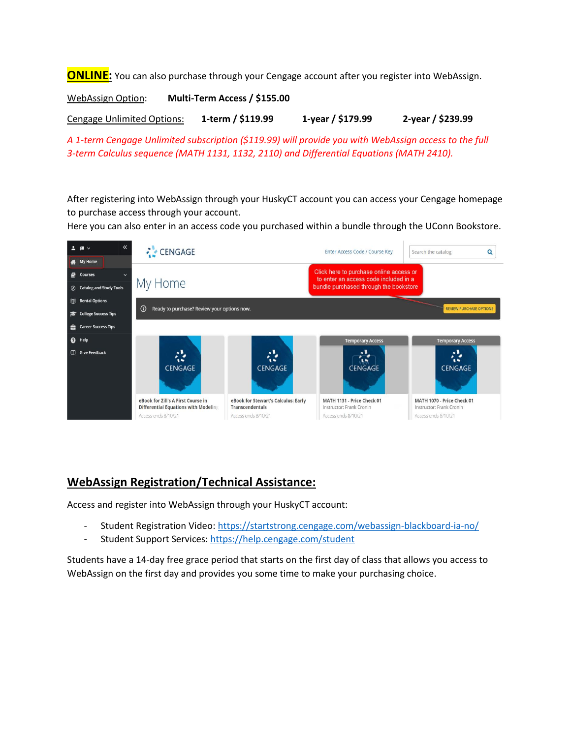**ONLINE:** You can also purchase through your Cengage account after you register into WebAssign.

WebAssign Option: **Multi-Term Access / $155.00**

Cengage Unlimited Options: **1-term / $119.99** **1-year / $179.99** **2-year / $239.99**

*A 1-term Cengage Unlimited subscription ($119.99) will provide you with WebAssign access to the full 3-term Calculus sequence (MATH 1131, 1132, 2110) and Differential Equations (MATH 2410).*

After registering into WebAssign through your HuskyCT account you can access your Cengage homepage to purchase access through your account.
Here you can also enter in an access code you purchased within a bundle through the UConn Bookstore.

## WebAssign Registration/Technical Assistance:

Access and register into WebAssign through your HuskyCT account:

- Student Registration Video: https://startstrong.cengage.com/webassign-blackboard-ia-no/
- Student Support Services: https://help.cengage.com/student

Students have a 14-day free grace period that starts on the first day of class that allows you access to WebAssign on the first day and provides you some time to make your purchasing choice.